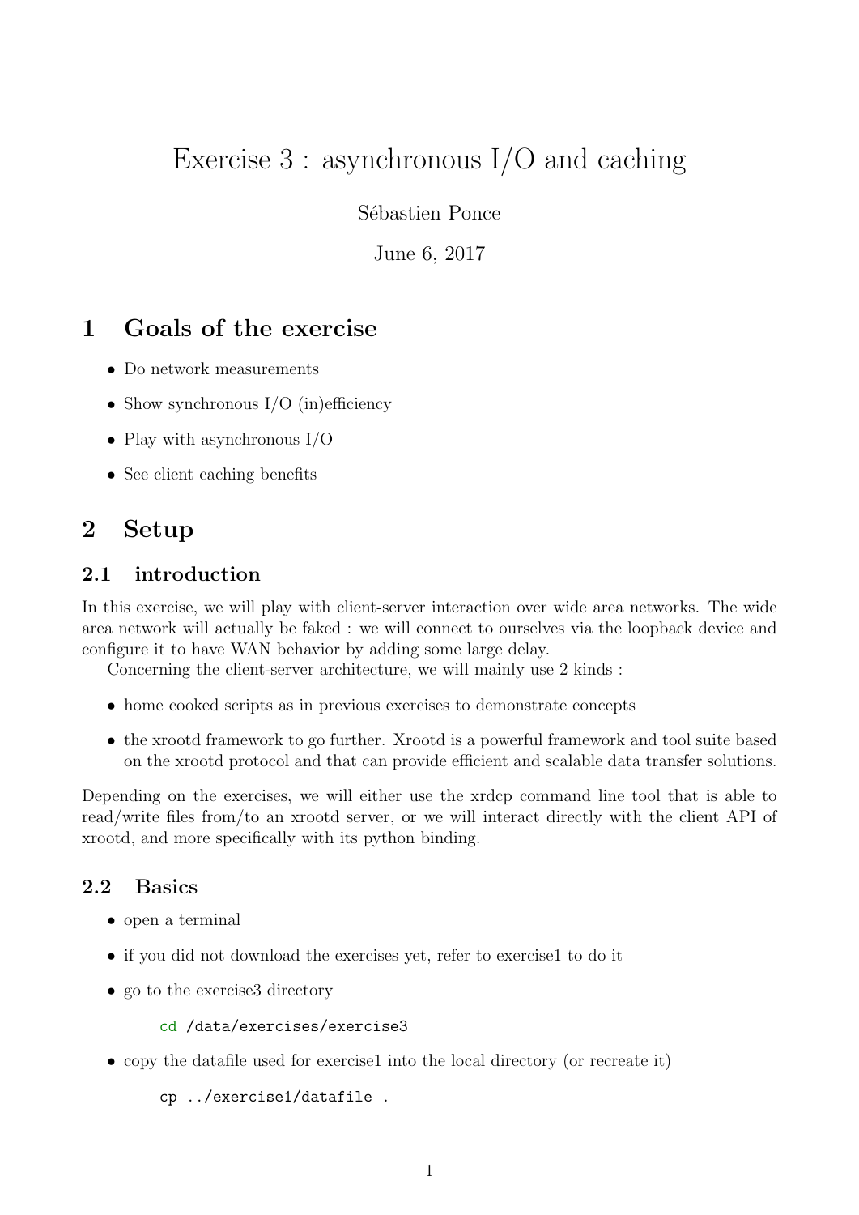# Exercise 3 : asynchronous I/O and caching

Sébastien Ponce

June 6, 2017

## 1 Goals of the exercise

- Do network measurements
- Show synchronous I/O (in)efficiency
- Play with asynchronous I/O
- See client caching benefits

## 2 Setup

### 2.1 introduction

In this exercise, we will play with client-server interaction over wide area networks. The wide area network will actually be faked : we will connect to ourselves via the loopback device and configure it to have WAN behavior by adding some large delay.

Concerning the client-server architecture, we will mainly use 2 kinds :

- home cooked scripts as in previous exercises to demonstrate concepts
- the xrootd framework to go further. Xrootd is a powerful framework and tool suite based on the xrootd protocol and that can provide efficient and scalable data transfer solutions.

Depending on the exercises, we will either use the xrdcp command line tool that is able to read/write files from/to an xrootd server, or we will interact directly with the client API of xrootd, and more specifically with its python binding.

### 2.2 Basics

- open a terminal
- if you did not download the exercises yet, refer to exercise1 to do it
- go to the exercise3 directory

```
cd /data/exercises/exercise3
```

- copy the datafile used for exercise1 into the local directory (or recreate it)

```
cp ../exercise1/datafile .
```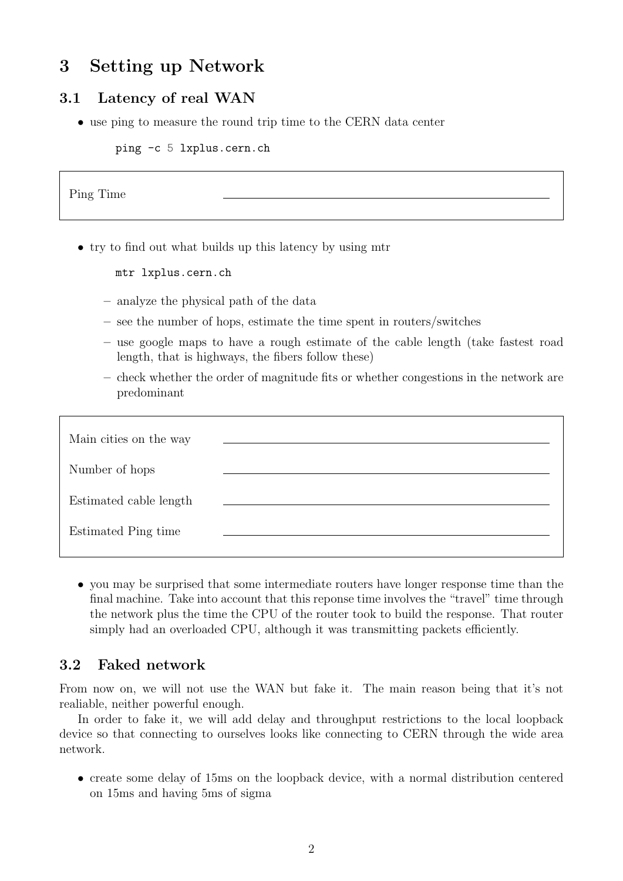# 3 Setting up Network

## 3.1 Latency of real WAN

- use ping to measure the round trip time to the CERN data center

```
ping -c 5 lxplus.cern.ch
```

| | |
|---|---|
| Ping Time | ______________________ |

- try to find out what builds up this latency by using mtr

```
mtr lxplus.cern.ch
```

  - analyze the physical path of the data
  - see the number of hops, estimate the time spent in routers/switches
  - use google maps to have a rough estimate of the cable length (take fastest road length, that is highways, the fibers follow these)
  - check whether the order of magnitude fits or whether congestions in the network are predominant

| | |
|---|---|
| Main cities on the way | ______________________ |
| Number of hops | ______________________ |
| Estimated cable length | ______________________ |
| Estimated Ping time | ______________________ |

- you may be surprised that some intermediate routers have longer response time than the final machine. Take into account that this reponse time involves the "travel" time through the network plus the time the CPU of the router took to build the response. That router simply had an overloaded CPU, although it was transmitting packets efficiently.

## 3.2 Faked network

From now on, we will not use the WAN but fake it. The main reason being that it's not realiable, neither powerful enough.

In order to fake it, we will add delay and throughput restrictions to the local loopback device so that connecting to ourselves looks like connecting to CERN through the wide area network.

- create some delay of 15ms on the loopback device, with a normal distribution centered on 15ms and having 5ms of sigma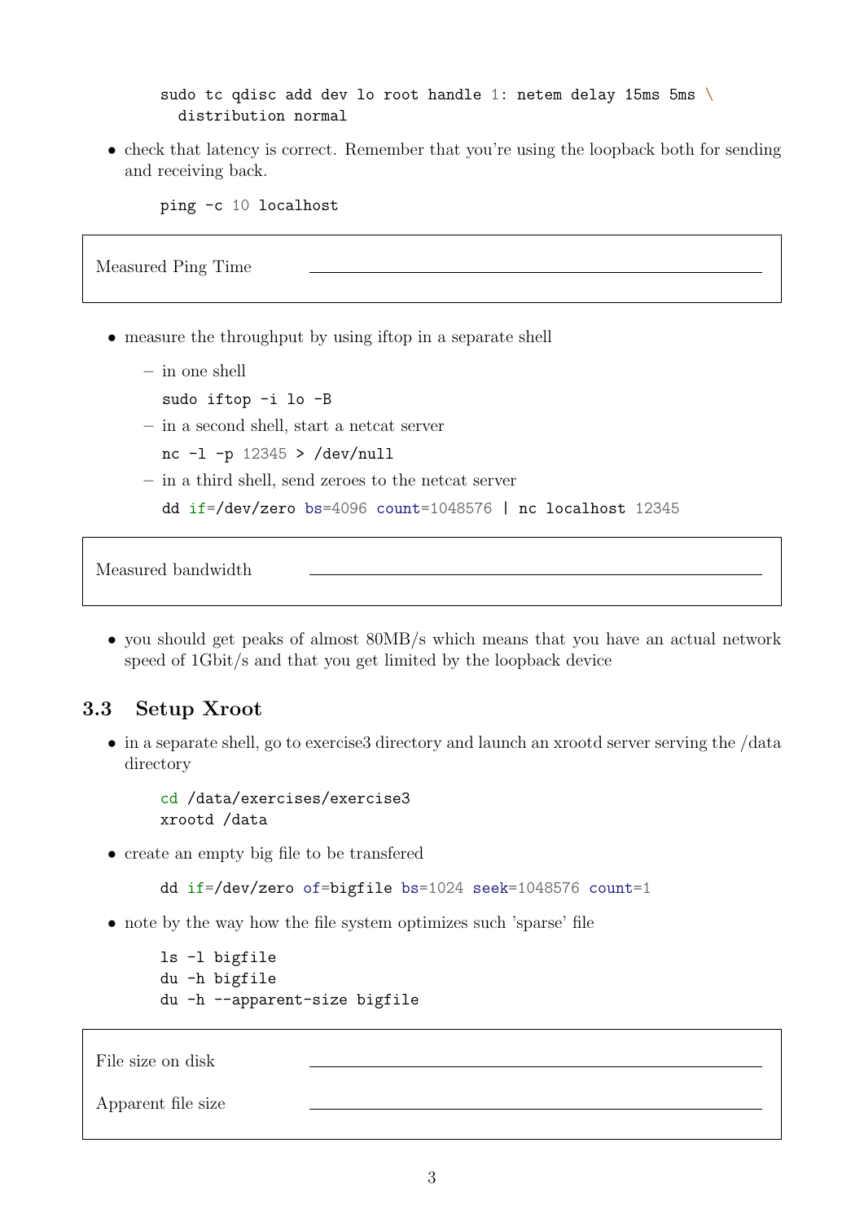```
sudo tc qdisc add dev lo root handle 1: netem delay 15ms 5ms \
  distribution normal
```

- check that latency is correct. Remember that you're using the loopback both for sending and receiving back.

```
ping -c 10 localhost
```

| Measured Ping Time | ______________________________ |
|---|---|

- measure the throughput by using iftop in a separate shell
  - in one shell

    ```
    sudo iftop -i lo -B
    ```

  - in a second shell, start a netcat server

    ```
    nc -l -p 12345 > /dev/null
    ```

  - in a third shell, send zeroes to the netcat server

    ```
    dd if=/dev/zero bs=4096 count=1048576 | nc localhost 12345
    ```

| Measured bandwidth | ______________________________ |
|---|---|

- you should get peaks of almost 80MB/s which means that you have an actual network speed of 1Gbit/s and that you get limited by the loopback device

### 3.3 Setup Xroot

- in a separate shell, go to exercise3 directory and launch an xrootd server serving the /data directory

```
cd /data/exercises/exercise3
xrootd /data
```

- create an empty big file to be transfered

```
dd if=/dev/zero of=bigfile bs=1024 seek=1048576 count=1
```

- note by the way how the file system optimizes such 'sparse' file

```
ls -l bigfile
du -h bigfile
du -h --apparent-size bigfile
```

| File size on disk | ______________________________ |
|---|---|
| Apparent file size | ______________________________ |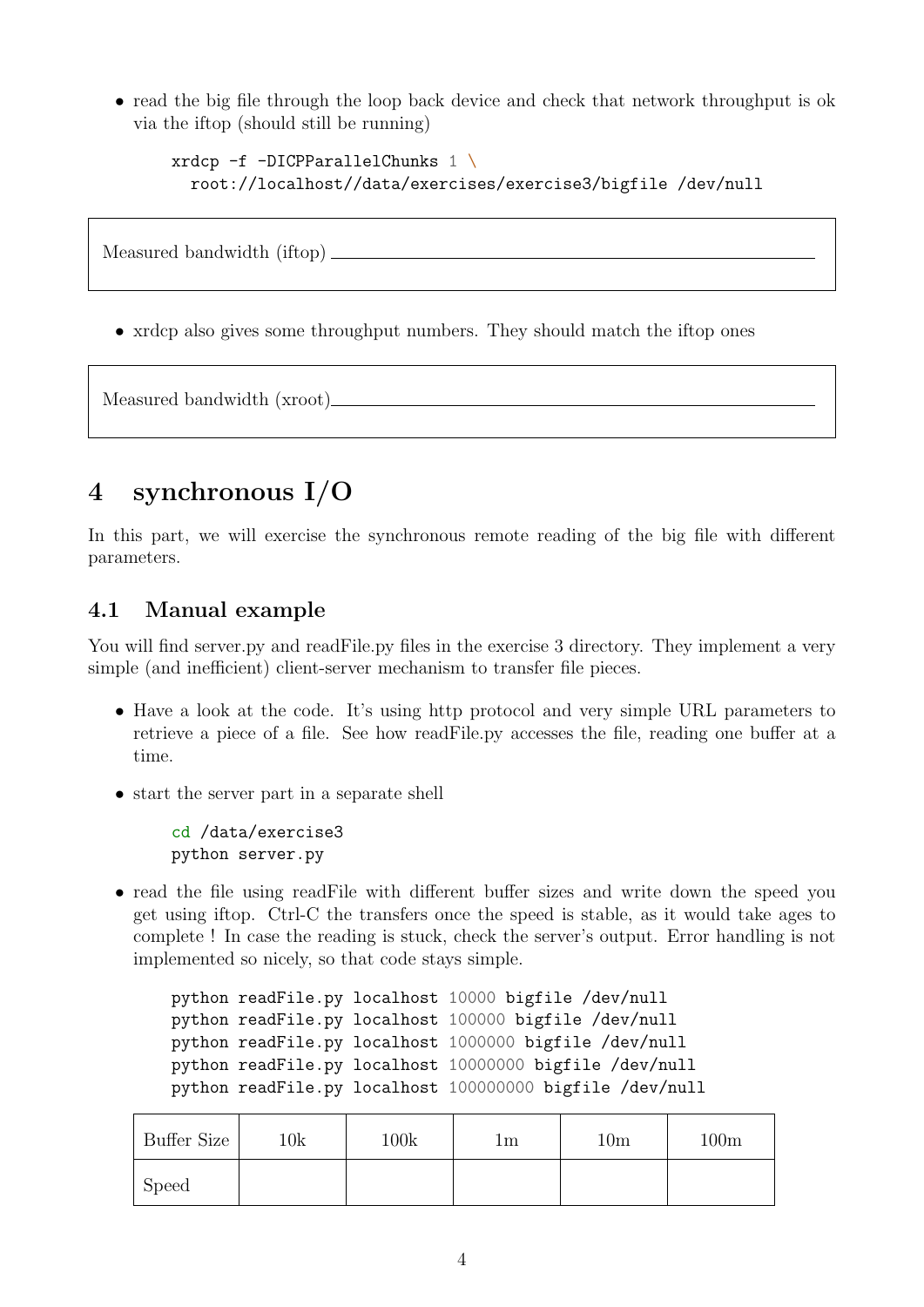- read the big file through the loop back device and check that network throughput is ok via the iftop (should still be running)

```
xrdcp -f -DICPParallelChunks 1 \
  root://localhost//data/exercises/exercise3/bigfile /dev/null
```

Measured bandwidth (iftop) ______________________________

- xrdcp also gives some throughput numbers. They should match the iftop ones

Measured bandwidth (xroot)______________________________

# 4 synchronous I/O

In this part, we will exercise the synchronous remote reading of the big file with different parameters.

## 4.1 Manual example

You will find server.py and readFile.py files in the exercise 3 directory. They implement a very simple (and inefficient) client-server mechanism to transfer file pieces.

- Have a look at the code. It's using http protocol and very simple URL parameters to retrieve a piece of a file. See how readFile.py accesses the file, reading one buffer at a time.
- start the server part in a separate shell

```
cd /data/exercise3
python server.py
```

- read the file using readFile with different buffer sizes and write down the speed you get using iftop. Ctrl-C the transfers once the speed is stable, as it would take ages to complete ! In case the reading is stuck, check the server's output. Error handling is not implemented so nicely, so that code stays simple.

```
python readFile.py localhost 10000 bigfile /dev/null
python readFile.py localhost 100000 bigfile /dev/null
python readFile.py localhost 1000000 bigfile /dev/null
python readFile.py localhost 10000000 bigfile /dev/null
python readFile.py localhost 100000000 bigfile /dev/null
```

| Buffer Size | 10k | 100k | 1m | 10m | 100m |
|---|---|---|---|---|---|
| Speed | | | | | |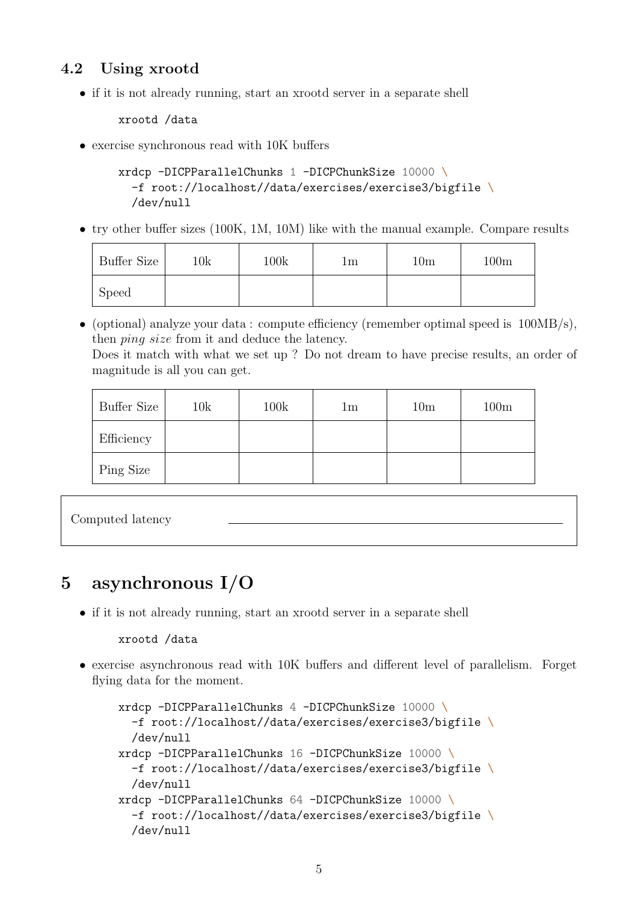### 4.2 Using xrootd

- if it is not already running, start an xrootd server in a separate shell

```
xrootd /data
```

- exercise synchronous read with 10K buffers

```
xrdcp -DICPParallelChunks 1 -DICPChunkSize 10000 \
  -f root://localhost//data/exercises/exercise3/bigfile \
  /dev/null
```

- try other buffer sizes (100K, 1M, 10M) like with the manual example. Compare results

| Buffer Size | 10k | 100k | 1m | 10m | 100m |
|---|---|---|---|---|---|
| Speed | | | | | |

- (optional) analyze your data : compute efficiency (remember optimal speed is 100MB/s), then *ping size* from it and deduce the latency.
  Does it match with what we set up ? Do not dream to have precise results, an order of magnitude is all you can get.

| Buffer Size | 10k | 100k | 1m | 10m | 100m |
|---|---|---|---|---|---|
| Efficiency | | | | | |
| Ping Size | | | | | |

Computed latency ____________________

## 5 asynchronous I/O

- if it is not already running, start an xrootd server in a separate shell

```
xrootd /data
```

- exercise asynchronous read with 10K buffers and different level of parallelism. Forget flying data for the moment.

```
xrdcp -DICPParallelChunks 4 -DICPChunkSize 10000 \
  -f root://localhost//data/exercises/exercise3/bigfile \
  /dev/null
xrdcp -DICPParallelChunks 16 -DICPChunkSize 10000 \
  -f root://localhost//data/exercises/exercise3/bigfile \
  /dev/null
xrdcp -DICPParallelChunks 64 -DICPChunkSize 10000 \
  -f root://localhost//data/exercises/exercise3/bigfile \
  /dev/null
```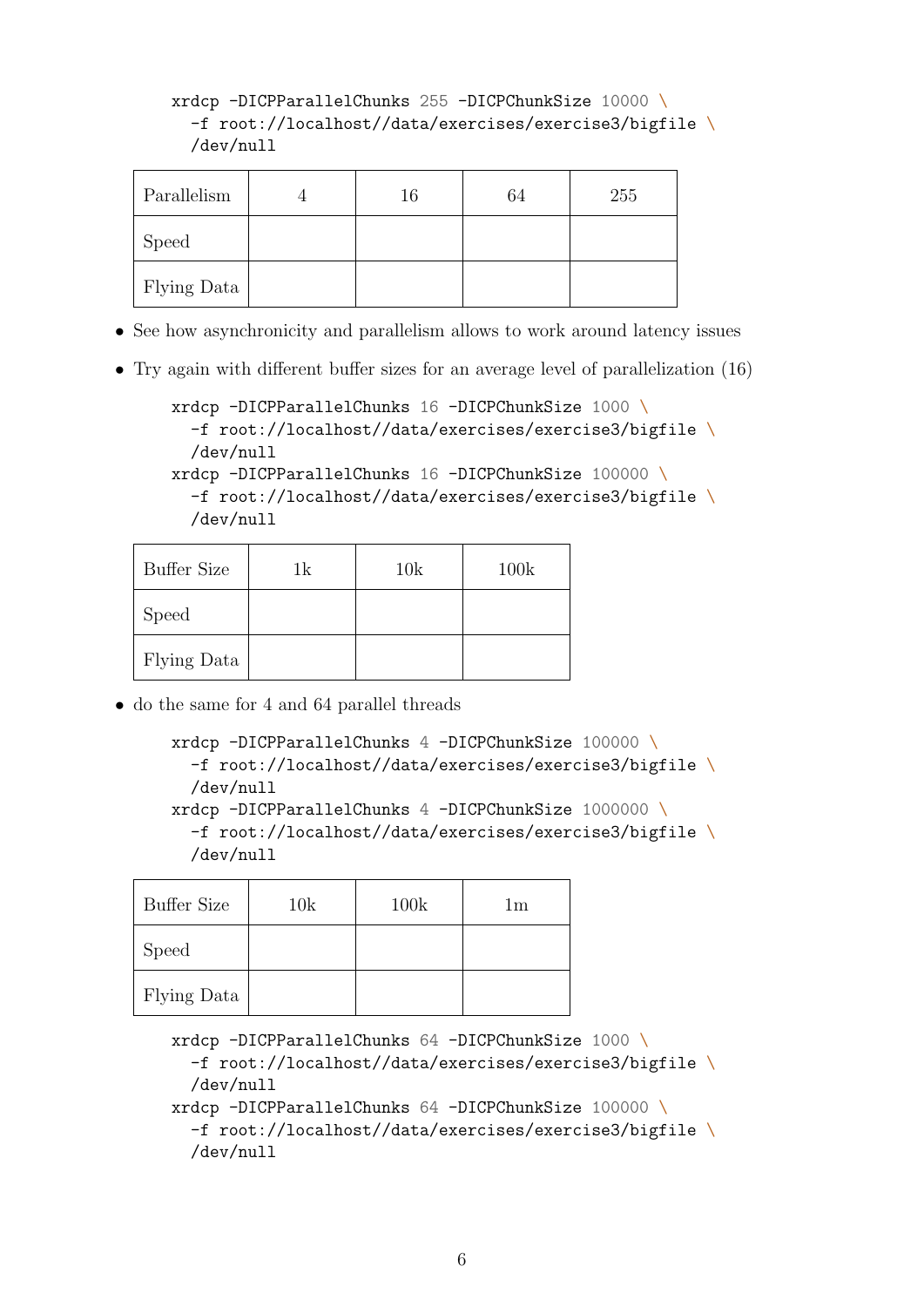```
xrdcp -DICPParallelChunks 255 -DICPChunkSize 10000 \
  -f root://localhost//data/exercises/exercise3/bigfile \
  /dev/null
```

| Parallelism | 4 | 16 | 64 | 255 |
|---|---|---|---|---|
| Speed | | | | |
| Flying Data | | | | |

- See how asynchronicity and parallelism allows to work around latency issues
- Try again with different buffer sizes for an average level of parallelization (16)

```
xrdcp -DICPParallelChunks 16 -DICPChunkSize 1000 \
  -f root://localhost//data/exercises/exercise3/bigfile \
  /dev/null
xrdcp -DICPParallelChunks 16 -DICPChunkSize 100000 \
  -f root://localhost//data/exercises/exercise3/bigfile \
  /dev/null
```

| Buffer Size | 1k | 10k | 100k |
|---|---|---|---|
| Speed | | | |
| Flying Data | | | |

- do the same for 4 and 64 parallel threads

```
xrdcp -DICPParallelChunks 4 -DICPChunkSize 100000 \
  -f root://localhost//data/exercises/exercise3/bigfile \
  /dev/null
xrdcp -DICPParallelChunks 4 -DICPChunkSize 1000000 \
  -f root://localhost//data/exercises/exercise3/bigfile \
  /dev/null
```

| Buffer Size | 10k | 100k | 1m |
|---|---|---|---|
| Speed | | | |
| Flying Data | | | |

```
xrdcp -DICPParallelChunks 64 -DICPChunkSize 1000 \
  -f root://localhost//data/exercises/exercise3/bigfile \
  /dev/null
xrdcp -DICPParallelChunks 64 -DICPChunkSize 100000 \
  -f root://localhost//data/exercises/exercise3/bigfile \
  /dev/null
```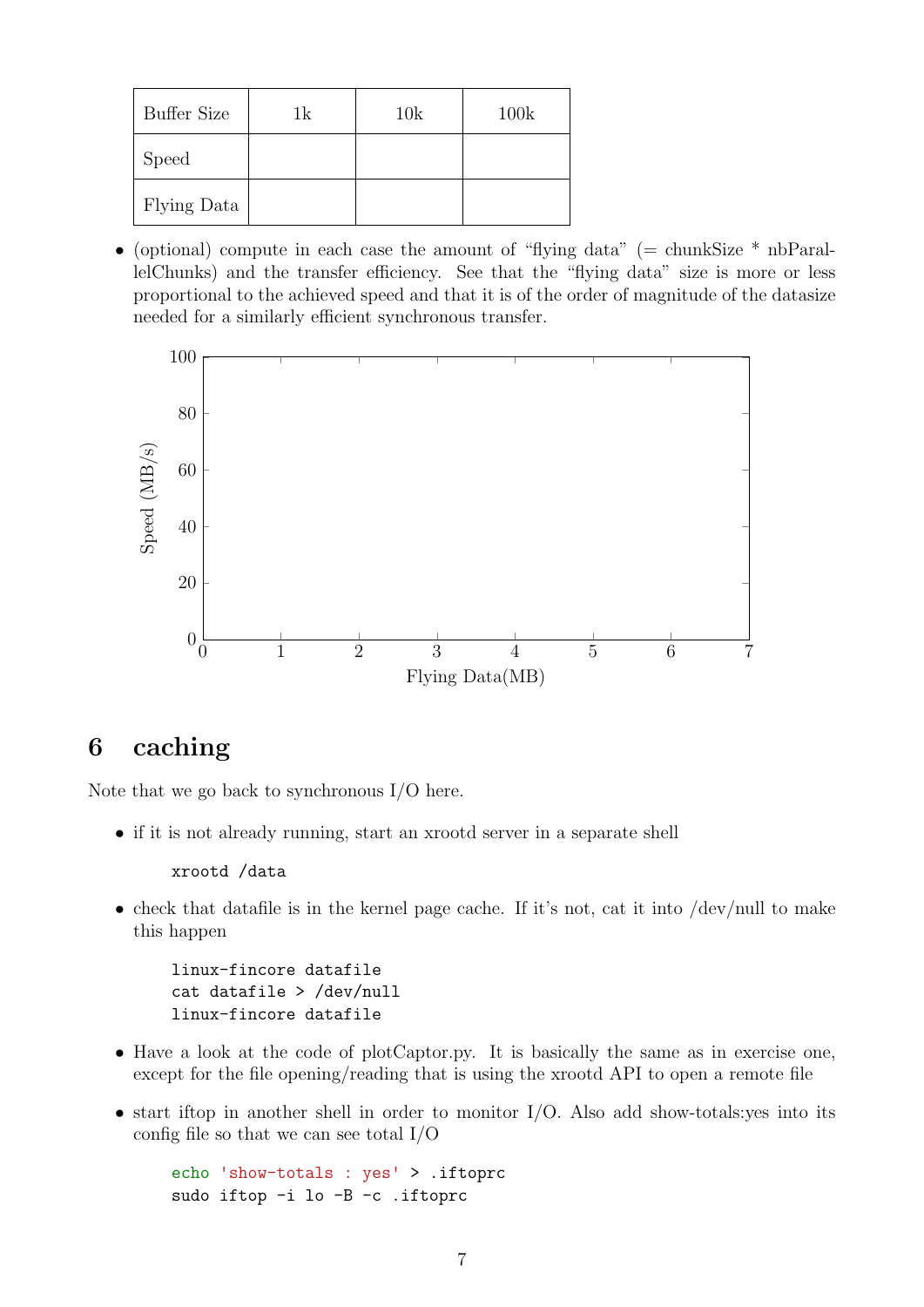| Buffer Size | 1k | 10k | 100k |
|---|---|---|---|
| Speed | | | |
| Flying Data | | | |

- (optional) compute in each case the amount of "flying data" (= chunkSize * nbParallelChunks) and the transfer efficiency. See that the "flying data" size is more or less proportional to the achieved speed and that it is of the order of magnitude of the datasize needed for a similarly efficient synchronous transfer.

## 6 caching

Note that we go back to synchronous I/O here.

- if it is not already running, start an xrootd server in a separate shell

```
xrootd /data
```

- check that datafile is in the kernel page cache. If it's not, cat it into /dev/null to make this happen

```
linux-fincore datafile
cat datafile > /dev/null
linux-fincore datafile
```

- Have a look at the code of plotCaptor.py. It is basically the same as in exercise one, except for the file opening/reading that is using the xrootd API to open a remote file
- start iftop in another shell in order to monitor I/O. Also add show-totals:yes into its config file so that we can see total I/O

```
echo 'show-totals : yes' > .iftoprc
sudo iftop -i lo -B -c .iftoprc
```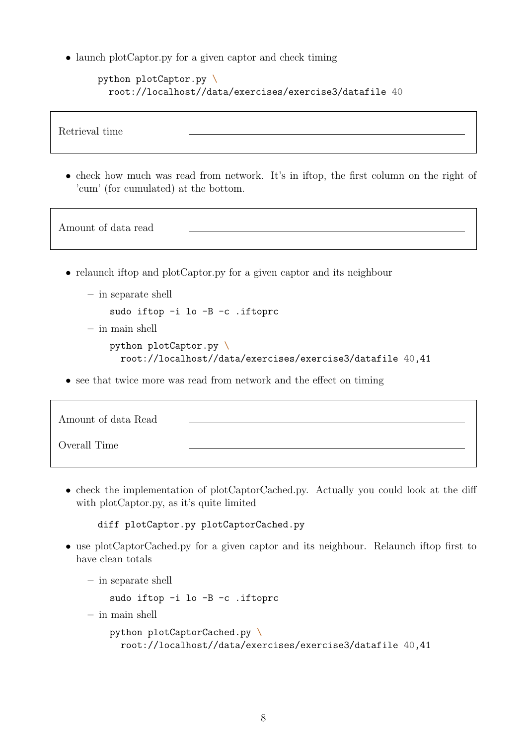- launch plotCaptor.py for a given captor and check timing

```
python plotCaptor.py \
  root://localhost//data/exercises/exercise3/datafile 40
```

| Retrieval time | \_\_\_\_\_\_\_\_\_\_\_\_\_\_\_\_\_\_\_\_\_\_\_\_\_\_\_\_\_\_\_\_\_\_\_\_\_\_\_\_ |
|---|---|

- check how much was read from network. It's in iftop, the first column on the right of 'cum' (for cumulated) at the bottom.

| Amount of data read | \_\_\_\_\_\_\_\_\_\_\_\_\_\_\_\_\_\_\_\_\_\_\_\_\_\_\_\_\_\_\_\_\_\_\_\_\_\_\_\_ |
|---|---|

- relaunch iftop and plotCaptor.py for a given captor and its neighbour
  - in separate shell

    ```
    sudo iftop -i lo -B -c .iftoprc
    ```

  - in main shell

    ```
    python plotCaptor.py \
      root://localhost//data/exercises/exercise3/datafile 40,41
    ```

- see that twice more was read from network and the effect on timing

| Amount of data Read | \_\_\_\_\_\_\_\_\_\_\_\_\_\_\_\_\_\_\_\_\_\_\_\_\_\_\_\_\_\_\_\_\_\_\_\_\_\_\_\_ |
|---|---|
| Overall Time | \_\_\_\_\_\_\_\_\_\_\_\_\_\_\_\_\_\_\_\_\_\_\_\_\_\_\_\_\_\_\_\_\_\_\_\_\_\_\_\_ |

- check the implementation of plotCaptorCached.py. Actually you could look at the diff with plotCaptor.py, as it's quite limited

```
diff plotCaptor.py plotCaptorCached.py
```

- use plotCaptorCached.py for a given captor and its neighbour. Relaunch iftop first to have clean totals
  - in separate shell

    ```
    sudo iftop -i lo -B -c .iftoprc
    ```

  - in main shell

    ```
    python plotCaptorCached.py \
      root://localhost//data/exercises/exercise3/datafile 40,41
    ```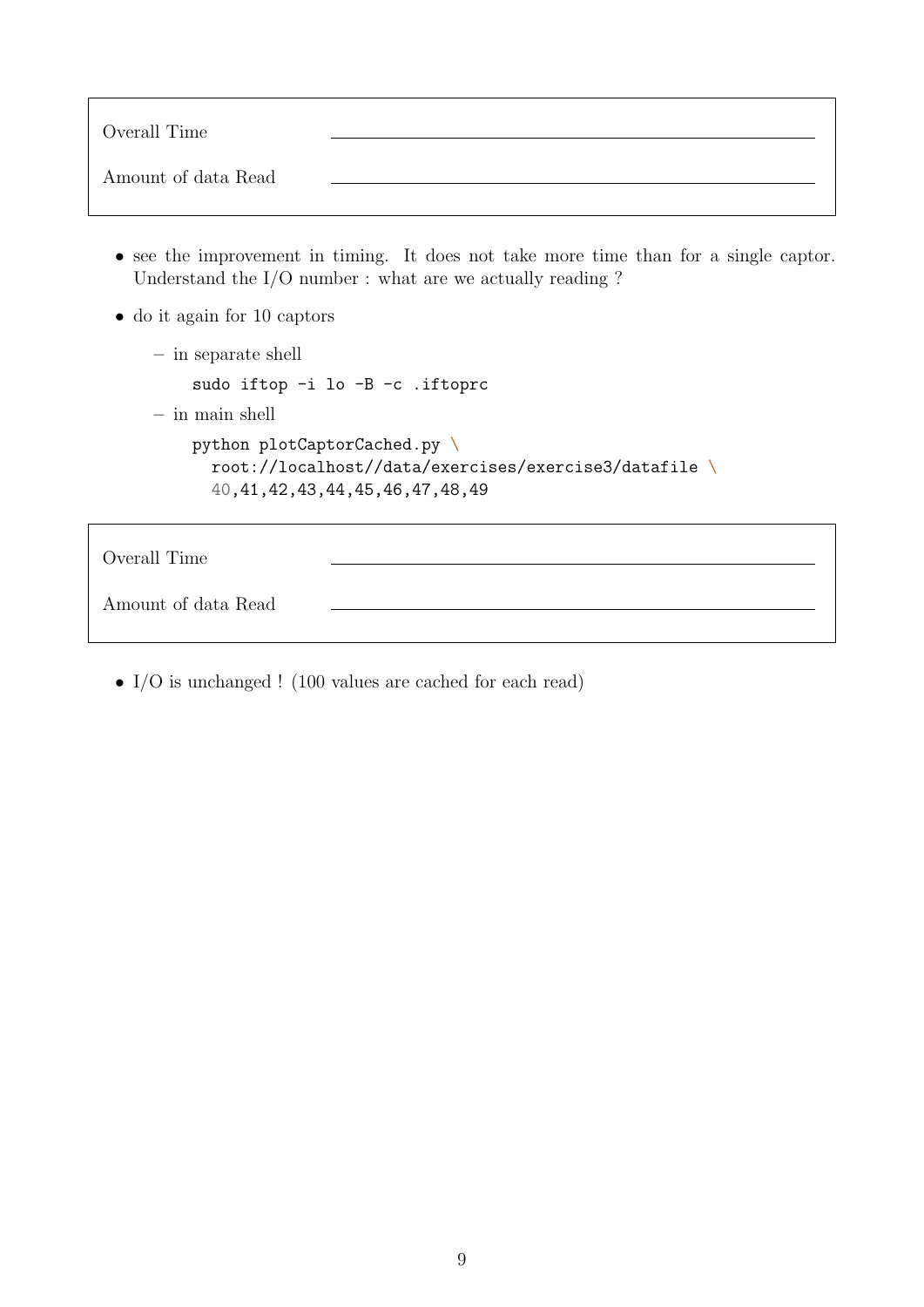| | |
|---|---|
| Overall Time | ____________________ |
| Amount of data Read | ____________________ |

- see the improvement in timing. It does not take more time than for a single captor. Understand the I/O number : what are we actually reading ?
- do it again for 10 captors
  - in separate shell

    ```
    sudo iftop -i lo -B -c .iftoprc
    ```

  - in main shell

    ```
    python plotCaptorCached.py \
      root://localhost//data/exercises/exercise3/datafile \
      40,41,42,43,44,45,46,47,48,49
    ```

| | |
|---|---|
| Overall Time | ____________________ |
| Amount of data Read | ____________________ |

- I/O is unchanged ! (100 values are cached for each read)